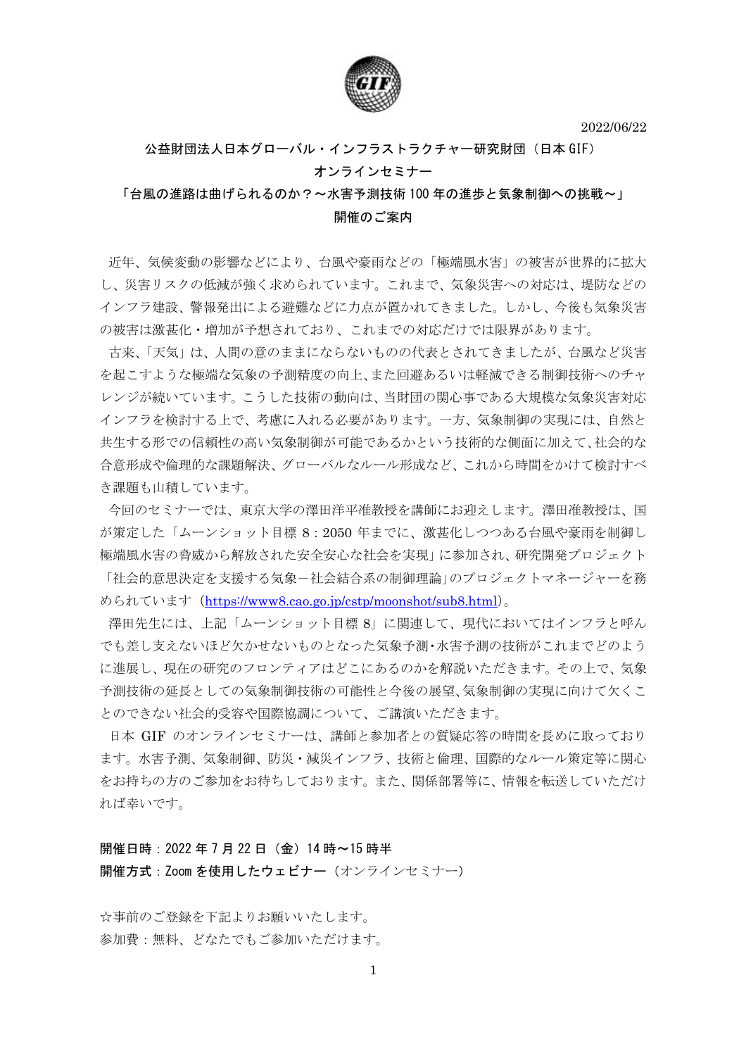2022/06/22

**公益財団法人日本グローバル・インフラストラクチャー研究財団（日本 GIF）**
**オンラインセミナー**
**「台風の進路は曲げられるのか？～水害予測技術 100 年の進歩と気象制御への挑戦～」**
**開催のご案内**

近年、気候変動の影響などにより、台風や豪雨などの「極端風水害」の被害が世界的に拡大し、災害リスクの低減が強く求められています。これまで、気象災害への対応は、堤防などのインフラ建設、警報発出による避難などに力点が置かれてきました。しかし、今後も気象災害の被害は激甚化・増加が予想されており、これまでの対応だけでは限界があります。

古来、「天気」は、人間の意のままにならないものの代表とされてきましたが、台風など災害を起こすような極端な気象の予測精度の向上、また回避あるいは軽減できる制御技術へのチャレンジが続いています。こうした技術の動向は、当財団の関心事である大規模な気象災害対応インフラを検討する上で、考慮に入れる必要があります。一方、気象制御の実現には、自然と共生する形での信頼性の高い気象制御が可能であるかという技術的な側面に加えて、社会的な合意形成や倫理的な課題解決、グローバルなルール形成など、これから時間をかけて検討すべき課題も山積しています。

今回のセミナーでは、東京大学の澤田洋平准教授を講師にお迎えします。澤田准教授は、国が策定した「ムーンショット目標 8：2050 年までに、激甚化しつつある台風や豪雨を制御し極端風水害の脅威から解放された安全安心な社会を実現」に参加され、研究開発プロジェクト「社会的意思決定を支援する気象－社会結合系の制御理論」のプロジェクトマネージャーを務められています（https://www8.cao.go.jp/cstp/moonshot/sub8.html）。

澤田先生には、上記「ムーンショット目標 8」に関連して、現代においてはインフラと呼んでも差し支えないほど欠かせないものとなった気象予測･水害予測の技術がこれまでどのように進展し、現在の研究のフロンティアはどこにあるのかを解説いただきます。その上で、気象予測技術の延長としての気象制御技術の可能性と今後の展望､気象制御の実現に向けて欠くことのできない社会的受容や国際協調について、ご講演いただきます。

日本 GIF のオンラインセミナーは、講師と参加者との質疑応答の時間を長めに取っております。水害予測、気象制御、防災・減災インフラ、技術と倫理、国際的なルール策定等に関心をお持ちの方のご参加をお待ちしております。また、関係部署等に、情報を転送していただければ幸いです。

**開催日時：2022 年 7 月 22 日（金）14 時～15 時半**
**開催方式：Zoom を使用したウェビナー**（オンラインセミナー）

☆事前のご登録を下記よりお願いいたします。
参加費：無料、どなたでもご参加いただけます。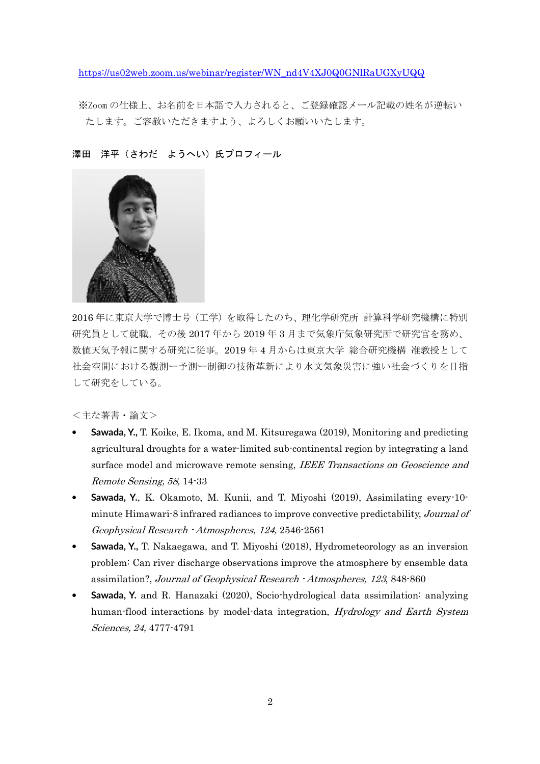https://us02web.zoom.us/webinar/register/WN_nd4V4XJ0Q0GNlRaUGXyUQQ

※Zoomの仕様上、お名前を日本語で入力されると、ご登録確認メール記載の姓名が逆転いたします。ご容赦いただきますよう、よろしくお願いいたします。

**澤田　洋平（さわだ　ようへい）氏プロフィール**

2016年に東京大学で博士号（工学）を取得したのち、理化学研究所 計算科学研究機構に特別研究員として就職。その後2017年から2019年3月まで気象庁気象研究所で研究官を務め、数値天気予報に関する研究に従事。2019年4月からは東京大学 総合研究機構 准教授として社会空間における観測ー予測ー制御の技術革新により水文気象災害に強い社会づくりを目指して研究をしている。

＜主な著書・論文＞

- **Sawada, Y.,** T. Koike, E. Ikoma, and M. Kitsuregawa (2019), Monitoring and predicting agricultural droughts for a water-limited sub-continental region by integrating a land surface model and microwave remote sensing, *IEEE Transactions on Geoscience and Remote Sensing, 58,* 14-33
- **Sawada, Y.**, K. Okamoto, M. Kunii, and T. Miyoshi (2019), Assimilating every-10-minute Himawari-8 infrared radiances to improve convective predictability, *Journal of Geophysical Research - Atmospheres*, *124,* 2546-2561
- **Sawada, Y.,** T. Nakaegawa, and T. Miyoshi (2018), Hydrometeorology as an inversion problem: Can river discharge observations improve the atmosphere by ensemble data assimilation?, *Journal of Geophysical Research - Atmospheres, 123*, 848-860
- **Sawada, Y.** and R. Hanazaki (2020), Socio-hydrological data assimilation: analyzing human-flood interactions by model-data integration, *Hydrology and Earth System Sciences, 24,* 4777-4791